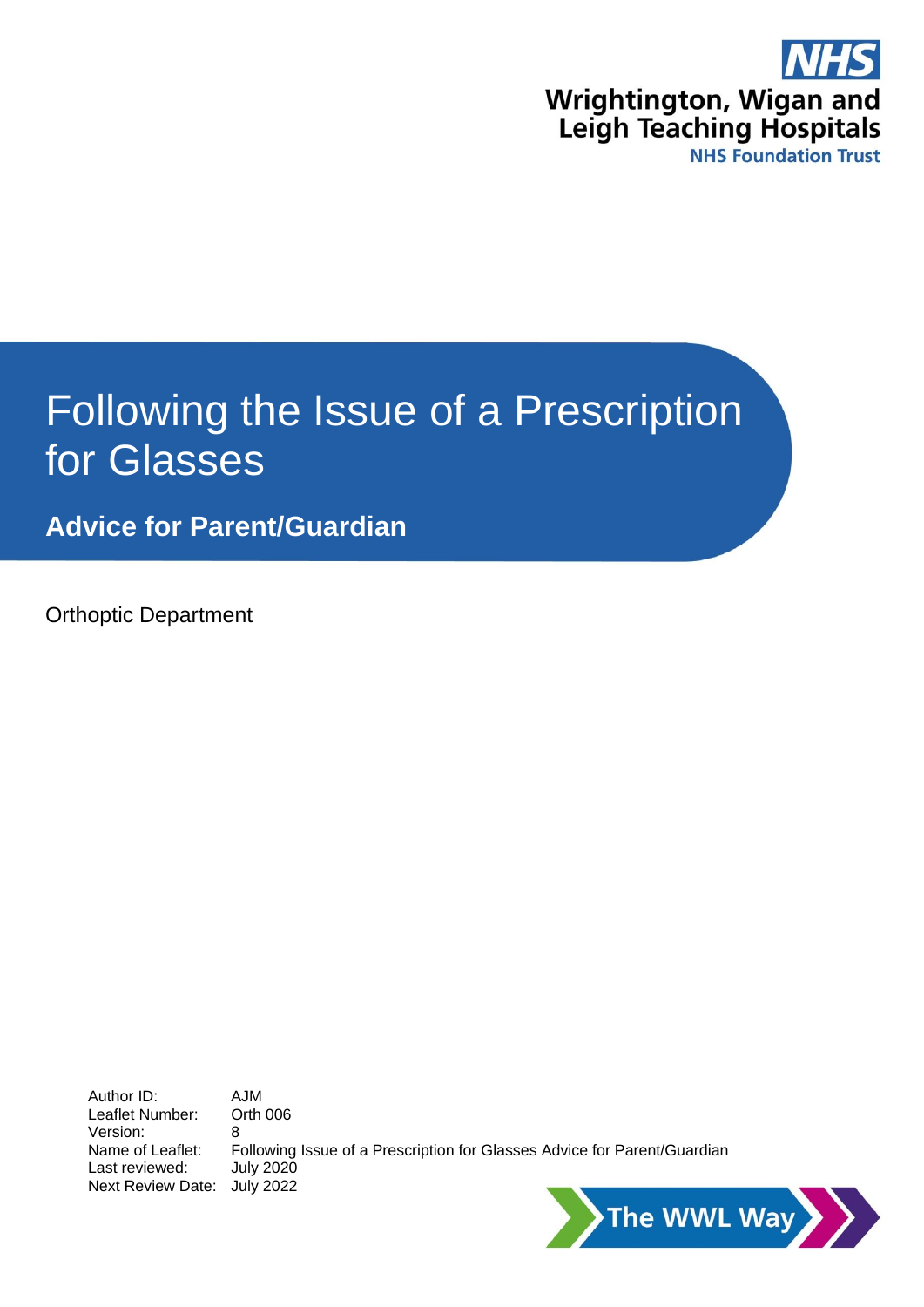NHS

Wrightington, Wigan and Leigh Teaching Hospitals

NHS Foundation Trust

# Following the Issue of a Prescription for Glasses

## Advice for Parent/Guardian

Orthoptic Department

Author ID: AJM
Leaflet Number: Orth 006
Version: 8
Name of Leaflet: Following Issue of a Prescription for Glasses Advice for Parent/Guardian
Last reviewed: July 2020
Next Review Date: July 2022

The WWL Way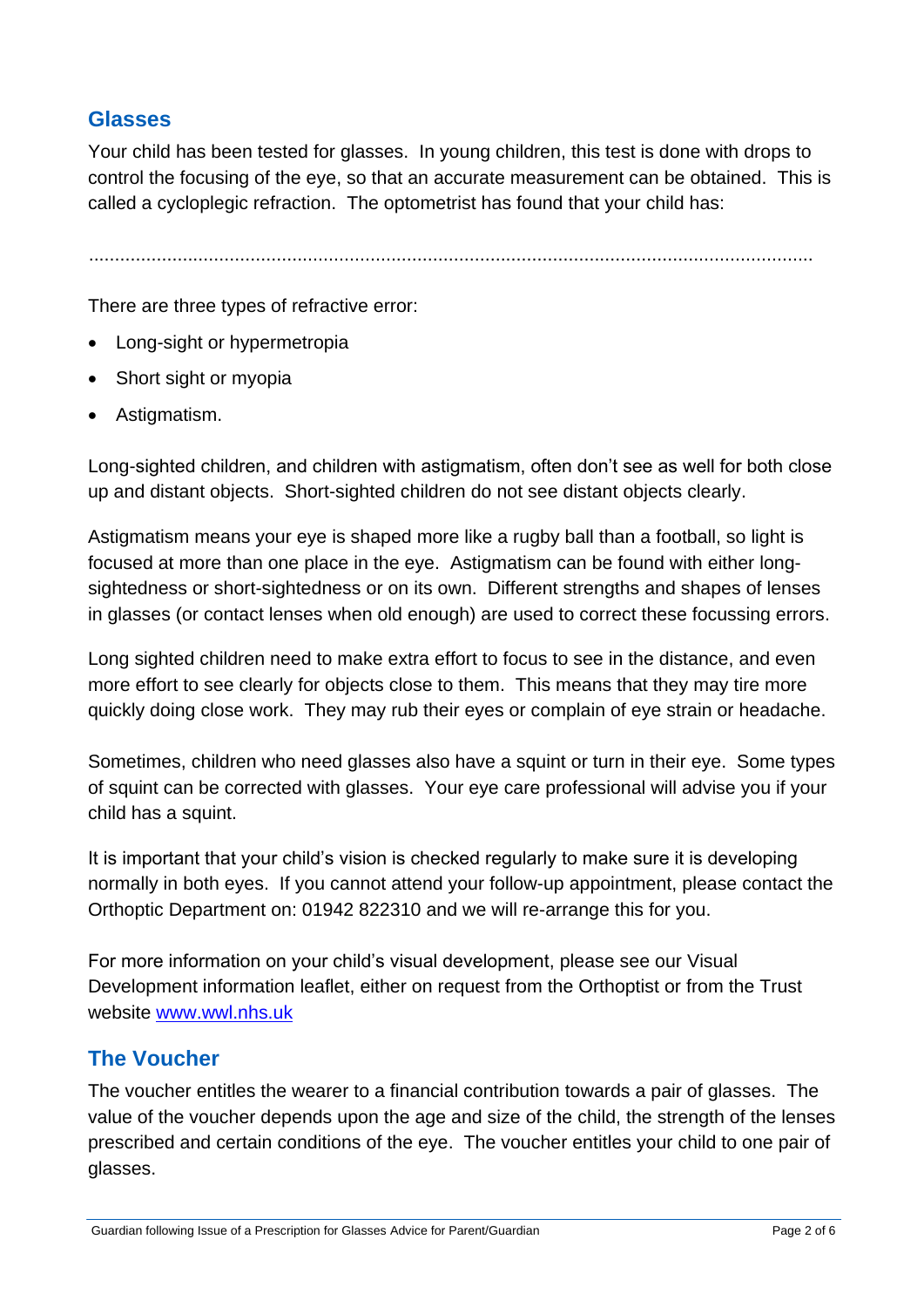## Glasses

Your child has been tested for glasses. In young children, this test is done with drops to control the focusing of the eye, so that an accurate measurement can be obtained. This is called a cycloplegic refraction. The optometrist has found that your child has:

..........................................................................................................................................

There are three types of refractive error:

- Long-sight or hypermetropia
- Short sight or myopia
- Astigmatism.

Long-sighted children, and children with astigmatism, often don't see as well for both close up and distant objects. Short-sighted children do not see distant objects clearly.

Astigmatism means your eye is shaped more like a rugby ball than a football, so light is focused at more than one place in the eye. Astigmatism can be found with either long-sightedness or short-sightedness or on its own. Different strengths and shapes of lenses in glasses (or contact lenses when old enough) are used to correct these focussing errors.

Long sighted children need to make extra effort to focus to see in the distance, and even more effort to see clearly for objects close to them. This means that they may tire more quickly doing close work. They may rub their eyes or complain of eye strain or headache.

Sometimes, children who need glasses also have a squint or turn in their eye. Some types of squint can be corrected with glasses. Your eye care professional will advise you if your child has a squint.

It is important that your child's vision is checked regularly to make sure it is developing normally in both eyes. If you cannot attend your follow-up appointment, please contact the Orthoptic Department on: 01942 822310 and we will re-arrange this for you.

For more information on your child's visual development, please see our Visual Development information leaflet, either on request from the Orthoptist or from the Trust website [www.wwl.nhs.uk](http://www.wwl.nhs.uk)

## The Voucher

The voucher entitles the wearer to a financial contribution towards a pair of glasses. The value of the voucher depends upon the age and size of the child, the strength of the lenses prescribed and certain conditions of the eye. The voucher entitles your child to one pair of glasses.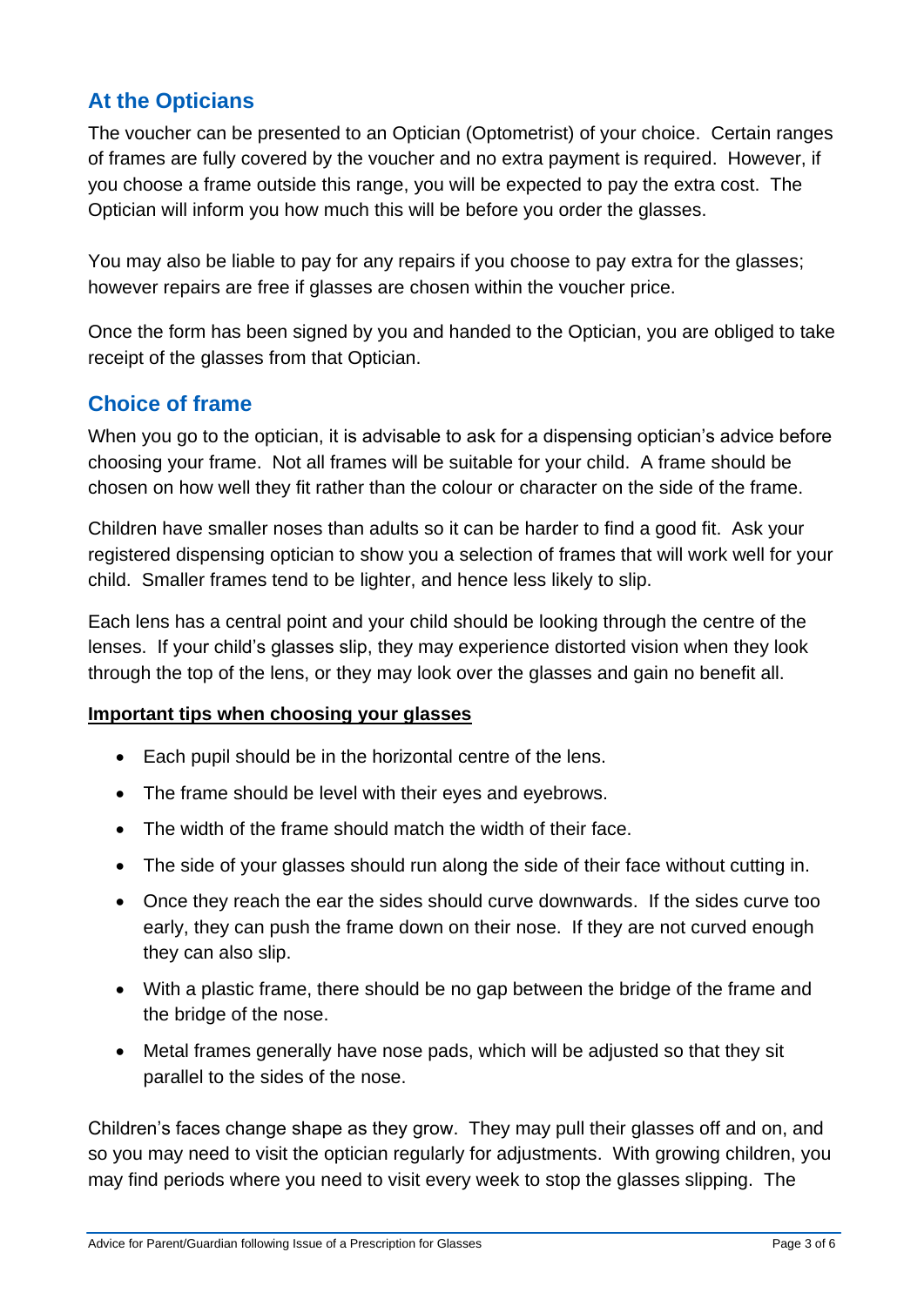## At the Opticians

The voucher can be presented to an Optician (Optometrist) of your choice. Certain ranges of frames are fully covered by the voucher and no extra payment is required. However, if you choose a frame outside this range, you will be expected to pay the extra cost. The Optician will inform you how much this will be before you order the glasses.

You may also be liable to pay for any repairs if you choose to pay extra for the glasses; however repairs are free if glasses are chosen within the voucher price.

Once the form has been signed by you and handed to the Optician, you are obliged to take receipt of the glasses from that Optician.

## Choice of frame

When you go to the optician, it is advisable to ask for a dispensing optician's advice before choosing your frame. Not all frames will be suitable for your child. A frame should be chosen on how well they fit rather than the colour or character on the side of the frame.

Children have smaller noses than adults so it can be harder to find a good fit. Ask your registered dispensing optician to show you a selection of frames that will work well for your child. Smaller frames tend to be lighter, and hence less likely to slip.

Each lens has a central point and your child should be looking through the centre of the lenses. If your child's glasses slip, they may experience distorted vision when they look through the top of the lens, or they may look over the glasses and gain no benefit all.

**Important tips when choosing your glasses**

- Each pupil should be in the horizontal centre of the lens.
- The frame should be level with their eyes and eyebrows.
- The width of the frame should match the width of their face.
- The side of your glasses should run along the side of their face without cutting in.
- Once they reach the ear the sides should curve downwards. If the sides curve too early, they can push the frame down on their nose. If they are not curved enough they can also slip.
- With a plastic frame, there should be no gap between the bridge of the frame and the bridge of the nose.
- Metal frames generally have nose pads, which will be adjusted so that they sit parallel to the sides of the nose.

Children's faces change shape as they grow. They may pull their glasses off and on, and so you may need to visit the optician regularly for adjustments. With growing children, you may find periods where you need to visit every week to stop the glasses slipping. The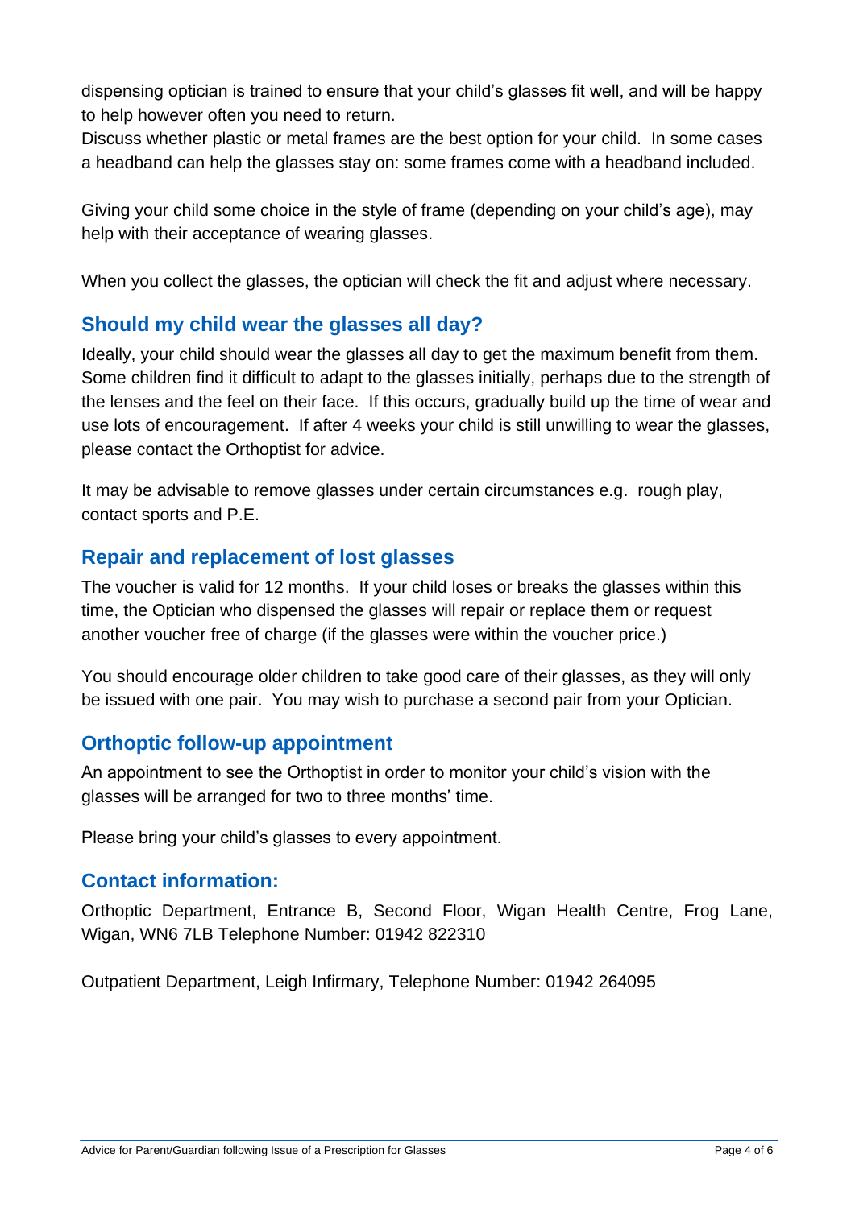dispensing optician is trained to ensure that your child's glasses fit well, and will be happy to help however often you need to return.
Discuss whether plastic or metal frames are the best option for your child. In some cases a headband can help the glasses stay on: some frames come with a headband included.

Giving your child some choice in the style of frame (depending on your child's age), may help with their acceptance of wearing glasses.

When you collect the glasses, the optician will check the fit and adjust where necessary.

## Should my child wear the glasses all day?

Ideally, your child should wear the glasses all day to get the maximum benefit from them. Some children find it difficult to adapt to the glasses initially, perhaps due to the strength of the lenses and the feel on their face. If this occurs, gradually build up the time of wear and use lots of encouragement. If after 4 weeks your child is still unwilling to wear the glasses, please contact the Orthoptist for advice.

It may be advisable to remove glasses under certain circumstances e.g. rough play, contact sports and P.E.

## Repair and replacement of lost glasses

The voucher is valid for 12 months. If your child loses or breaks the glasses within this time, the Optician who dispensed the glasses will repair or replace them or request another voucher free of charge (if the glasses were within the voucher price.)

You should encourage older children to take good care of their glasses, as they will only be issued with one pair. You may wish to purchase a second pair from your Optician.

## Orthoptic follow-up appointment

An appointment to see the Orthoptist in order to monitor your child's vision with the glasses will be arranged for two to three months' time.

Please bring your child's glasses to every appointment.

## Contact information:

Orthoptic Department, Entrance B, Second Floor, Wigan Health Centre, Frog Lane, Wigan, WN6 7LB Telephone Number: 01942 822310

Outpatient Department, Leigh Infirmary, Telephone Number: 01942 264095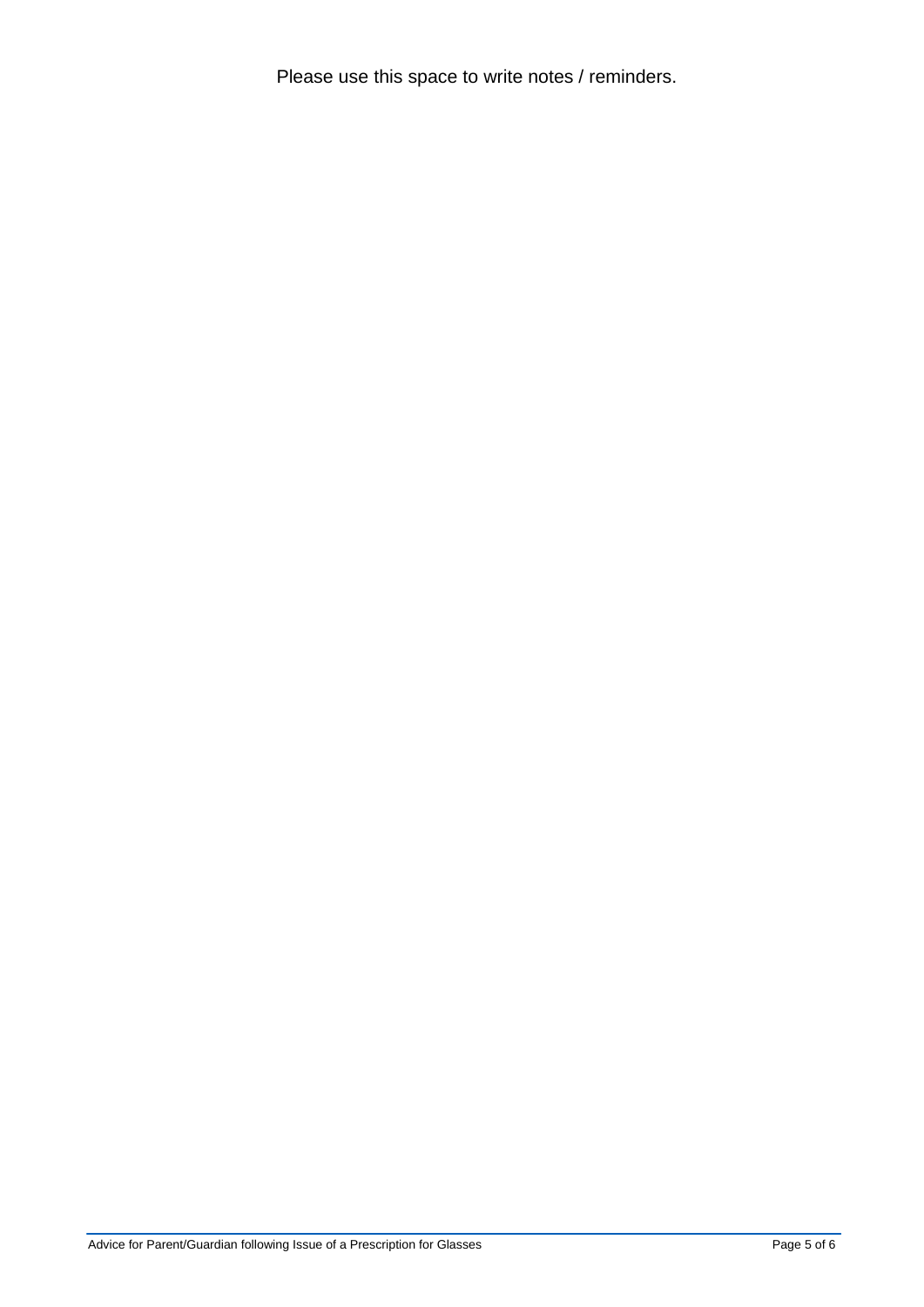Please use this space to write notes / reminders.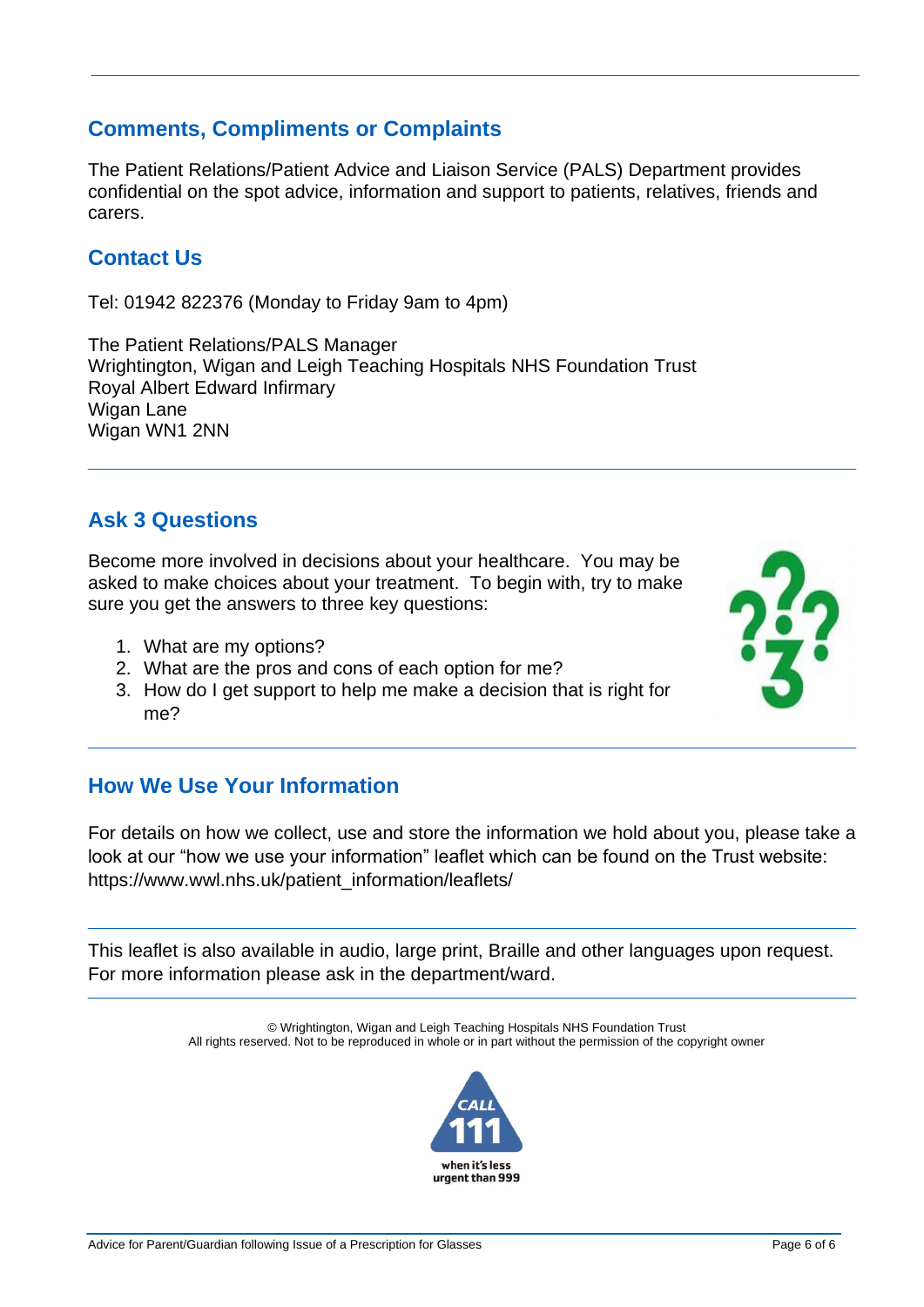## Comments, Compliments or Complaints

The Patient Relations/Patient Advice and Liaison Service (PALS) Department provides confidential on the spot advice, information and support to patients, relatives, friends and carers.

## Contact Us

Tel: 01942 822376 (Monday to Friday 9am to 4pm)

The Patient Relations/PALS Manager
Wrightington, Wigan and Leigh Teaching Hospitals NHS Foundation Trust
Royal Albert Edward Infirmary
Wigan Lane
Wigan WN1 2NN

## Ask 3 Questions

Become more involved in decisions about your healthcare. You may be asked to make choices about your treatment. To begin with, try to make sure you get the answers to three key questions:

1. What are my options?
2. What are the pros and cons of each option for me?
3. How do I get support to help me make a decision that is right for me?

## How We Use Your Information

For details on how we collect, use and store the information we hold about you, please take a look at our "how we use your information" leaflet which can be found on the Trust website: https://www.wwl.nhs.uk/patient_information/leaflets/

This leaflet is also available in audio, large print, Braille and other languages upon request. For more information please ask in the department/ward.

© Wrightington, Wigan and Leigh Teaching Hospitals NHS Foundation Trust
All rights reserved. Not to be reproduced in whole or in part without the permission of the copyright owner

CALL 111
when it's less urgent than 999